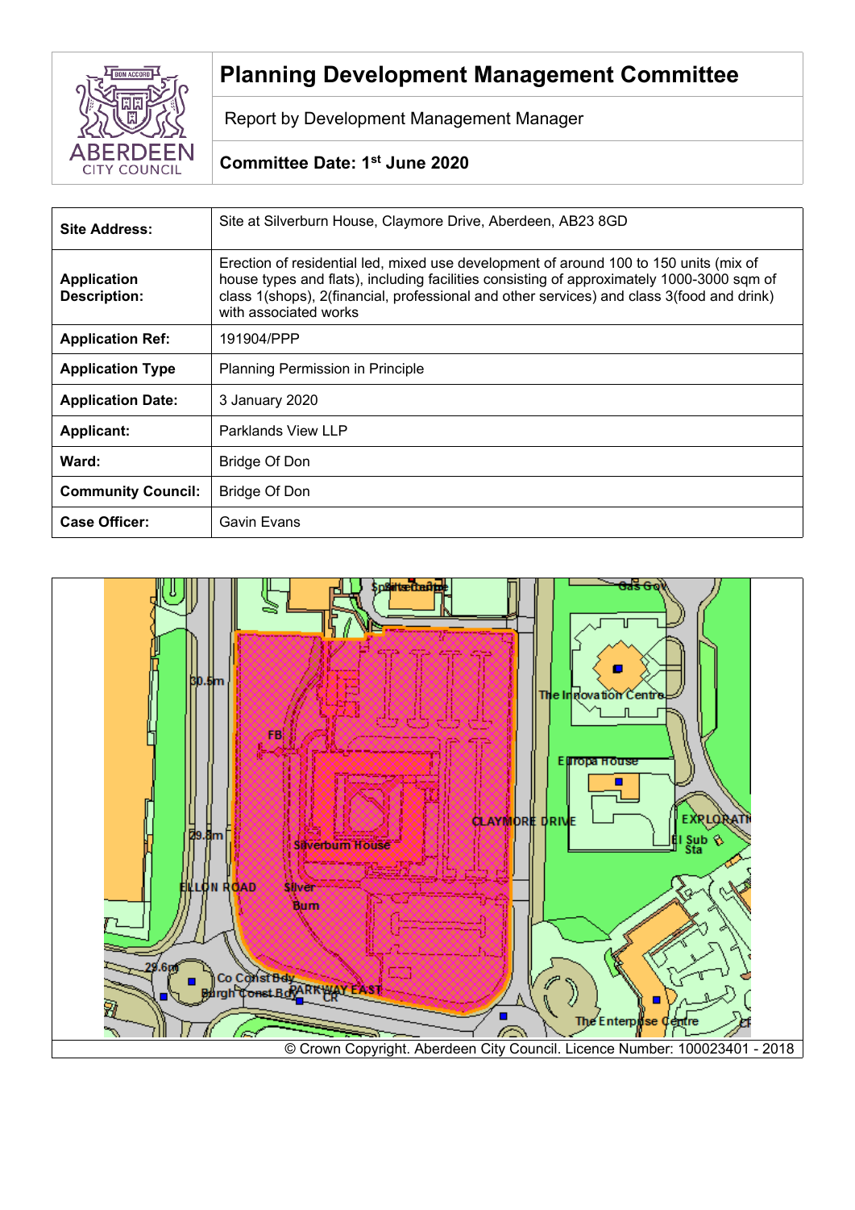# Planning Development Management Committee

Report by Development Management Manager

**Committee Date: 1st June 2020**

| | |
|---|---|
| **Site Address:** | Site at Silverburn House, Claymore Drive, Aberdeen, AB23 8GD |
| **Application Description:** | Erection of residential led, mixed use development of around 100 to 150 units (mix of house types and flats), including facilities consisting of approximately 1000-3000 sqm of class 1(shops), 2(financial, professional and other services) and class 3(food and drink) with associated works |
| **Application Ref:** | 191904/PPP |
| **Application Type** | Planning Permission in Principle |
| **Application Date:** | 3 January 2020 |
| **Applicant:** | Parklands View LLP |
| **Ward:** | Bridge Of Don |
| **Community Council:** | Bridge Of Don |
| **Case Officer:** | Gavin Evans |

© Crown Copyright. Aberdeen City Council. Licence Number: 100023401 - 2018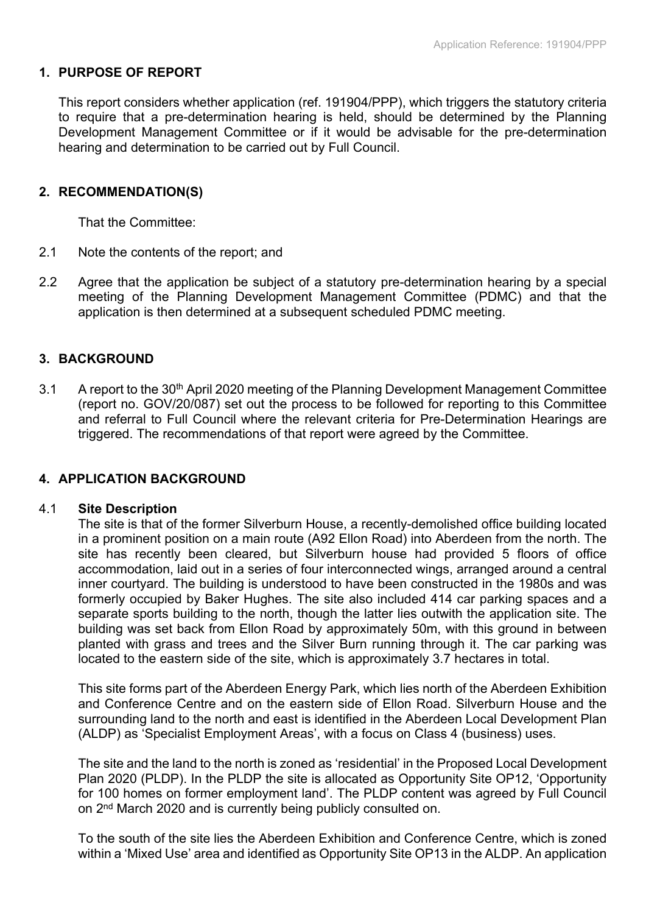## 1. PURPOSE OF REPORT

This report considers whether application (ref. 191904/PPP), which triggers the statutory criteria to require that a pre-determination hearing is held, should be determined by the Planning Development Management Committee or if it would be advisable for the pre-determination hearing and determination to be carried out by Full Council.

## 2. RECOMMENDATION(S)

That the Committee:

2.1 Note the contents of the report; and

2.2 Agree that the application be subject of a statutory pre-determination hearing by a special meeting of the Planning Development Management Committee (PDMC) and that the application is then determined at a subsequent scheduled PDMC meeting.

## 3. BACKGROUND

3.1 A report to the 30th April 2020 meeting of the Planning Development Management Committee (report no. GOV/20/087) set out the process to be followed for reporting to this Committee and referral to Full Council where the relevant criteria for Pre-Determination Hearings are triggered. The recommendations of that report were agreed by the Committee.

## 4. APPLICATION BACKGROUND

4.1 **Site Description**

The site is that of the former Silverburn House, a recently-demolished office building located in a prominent position on a main route (A92 Ellon Road) into Aberdeen from the north. The site has recently been cleared, but Silverburn house had provided 5 floors of office accommodation, laid out in a series of four interconnected wings, arranged around a central inner courtyard. The building is understood to have been constructed in the 1980s and was formerly occupied by Baker Hughes. The site also included 414 car parking spaces and a separate sports building to the north, though the latter lies outwith the application site. The building was set back from Ellon Road by approximately 50m, with this ground in between planted with grass and trees and the Silver Burn running through it. The car parking was located to the eastern side of the site, which is approximately 3.7 hectares in total.

This site forms part of the Aberdeen Energy Park, which lies north of the Aberdeen Exhibition and Conference Centre and on the eastern side of Ellon Road. Silverburn House and the surrounding land to the north and east is identified in the Aberdeen Local Development Plan (ALDP) as 'Specialist Employment Areas', with a focus on Class 4 (business) uses.

The site and the land to the north is zoned as 'residential' in the Proposed Local Development Plan 2020 (PLDP). In the PLDP the site is allocated as Opportunity Site OP12, 'Opportunity for 100 homes on former employment land'. The PLDP content was agreed by Full Council on 2nd March 2020 and is currently being publicly consulted on.

To the south of the site lies the Aberdeen Exhibition and Conference Centre, which is zoned within a 'Mixed Use' area and identified as Opportunity Site OP13 in the ALDP. An application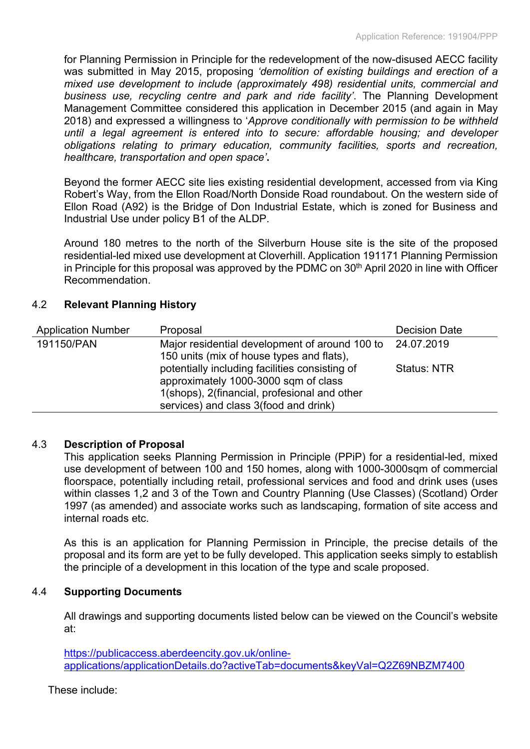for Planning Permission in Principle for the redevelopment of the now-disused AECC facility was submitted in May 2015, proposing *'demolition of existing buildings and erection of a mixed use development to include (approximately 498) residential units, commercial and business use, recycling centre and park and ride facility'*. The Planning Development Management Committee considered this application in December 2015 (and again in May 2018) and expressed a willingness to '*Approve conditionally with permission to be withheld until a legal agreement is entered into to secure: affordable housing; and developer obligations relating to primary education, community facilities, sports and recreation, healthcare, transportation and open space'***.**

Beyond the former AECC site lies existing residential development, accessed from via King Robert's Way, from the Ellon Road/North Donside Road roundabout. On the western side of Ellon Road (A92) is the Bridge of Don Industrial Estate, which is zoned for Business and Industrial Use under policy B1 of the ALDP.

Around 180 metres to the north of the Silverburn House site is the site of the proposed residential-led mixed use development at Cloverhill. Application 191171 Planning Permission in Principle for this proposal was approved by the PDMC on 30th April 2020 in line with Officer Recommendation.

## 4.2 Relevant Planning History

| Application Number | Proposal | Decision Date |
|---|---|---|
| 191150/PAN | Major residential development of around 100 to 150 units (mix of house types and flats), potentially including facilities consisting of approximately 1000-3000 sqm of class 1(shops), 2(financial, profesional and other services) and class 3(food and drink) | 24.07.2019<br><br>Status: NTR |

## 4.3 Description of Proposal

This application seeks Planning Permission in Principle (PPiP) for a residential-led, mixed use development of between 100 and 150 homes, along with 1000-3000sqm of commercial floorspace, potentially including retail, professional services and food and drink uses (uses within classes 1,2 and 3 of the Town and Country Planning (Use Classes) (Scotland) Order 1997 (as amended) and associate works such as landscaping, formation of site access and internal roads etc.

As this is an application for Planning Permission in Principle, the precise details of the proposal and its form are yet to be fully developed. This application seeks simply to establish the principle of a development in this location of the type and scale proposed.

## 4.4 Supporting Documents

All drawings and supporting documents listed below can be viewed on the Council's website at:

https://publicaccess.aberdeencity.gov.uk/online-applications/applicationDetails.do?activeTab=documents&keyVal=Q2Z69NBZM7400

These include: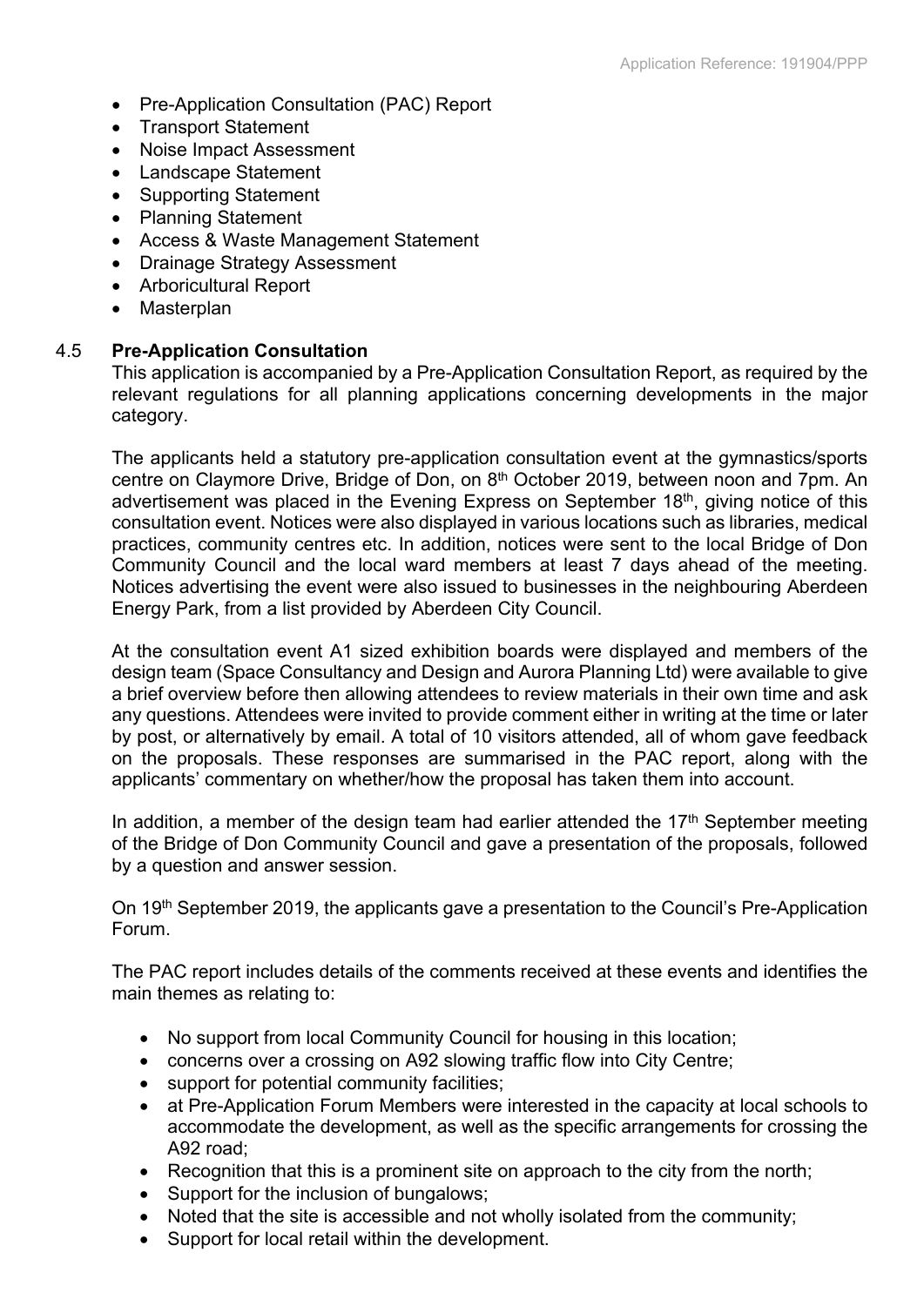- Pre-Application Consultation (PAC) Report
- Transport Statement
- Noise Impact Assessment
- Landscape Statement
- Supporting Statement
- Planning Statement
- Access & Waste Management Statement
- Drainage Strategy Assessment
- Arboricultural Report
- Masterplan

### 4.5 Pre-Application Consultation

This application is accompanied by a Pre-Application Consultation Report, as required by the relevant regulations for all planning applications concerning developments in the major category.

The applicants held a statutory pre-application consultation event at the gymnastics/sports centre on Claymore Drive, Bridge of Don, on 8th October 2019, between noon and 7pm. An advertisement was placed in the Evening Express on September 18th, giving notice of this consultation event. Notices were also displayed in various locations such as libraries, medical practices, community centres etc. In addition, notices were sent to the local Bridge of Don Community Council and the local ward members at least 7 days ahead of the meeting. Notices advertising the event were also issued to businesses in the neighbouring Aberdeen Energy Park, from a list provided by Aberdeen City Council.

At the consultation event A1 sized exhibition boards were displayed and members of the design team (Space Consultancy and Design and Aurora Planning Ltd) were available to give a brief overview before then allowing attendees to review materials in their own time and ask any questions. Attendees were invited to provide comment either in writing at the time or later by post, or alternatively by email. A total of 10 visitors attended, all of whom gave feedback on the proposals. These responses are summarised in the PAC report, along with the applicants' commentary on whether/how the proposal has taken them into account.

In addition, a member of the design team had earlier attended the 17th September meeting of the Bridge of Don Community Council and gave a presentation of the proposals, followed by a question and answer session.

On 19th September 2019, the applicants gave a presentation to the Council's Pre-Application Forum.

The PAC report includes details of the comments received at these events and identifies the main themes as relating to:

- No support from local Community Council for housing in this location;
- concerns over a crossing on A92 slowing traffic flow into City Centre;
- support for potential community facilities;
- at Pre-Application Forum Members were interested in the capacity at local schools to accommodate the development, as well as the specific arrangements for crossing the A92 road;
- Recognition that this is a prominent site on approach to the city from the north;
- Support for the inclusion of bungalows;
- Noted that the site is accessible and not wholly isolated from the community;
- Support for local retail within the development.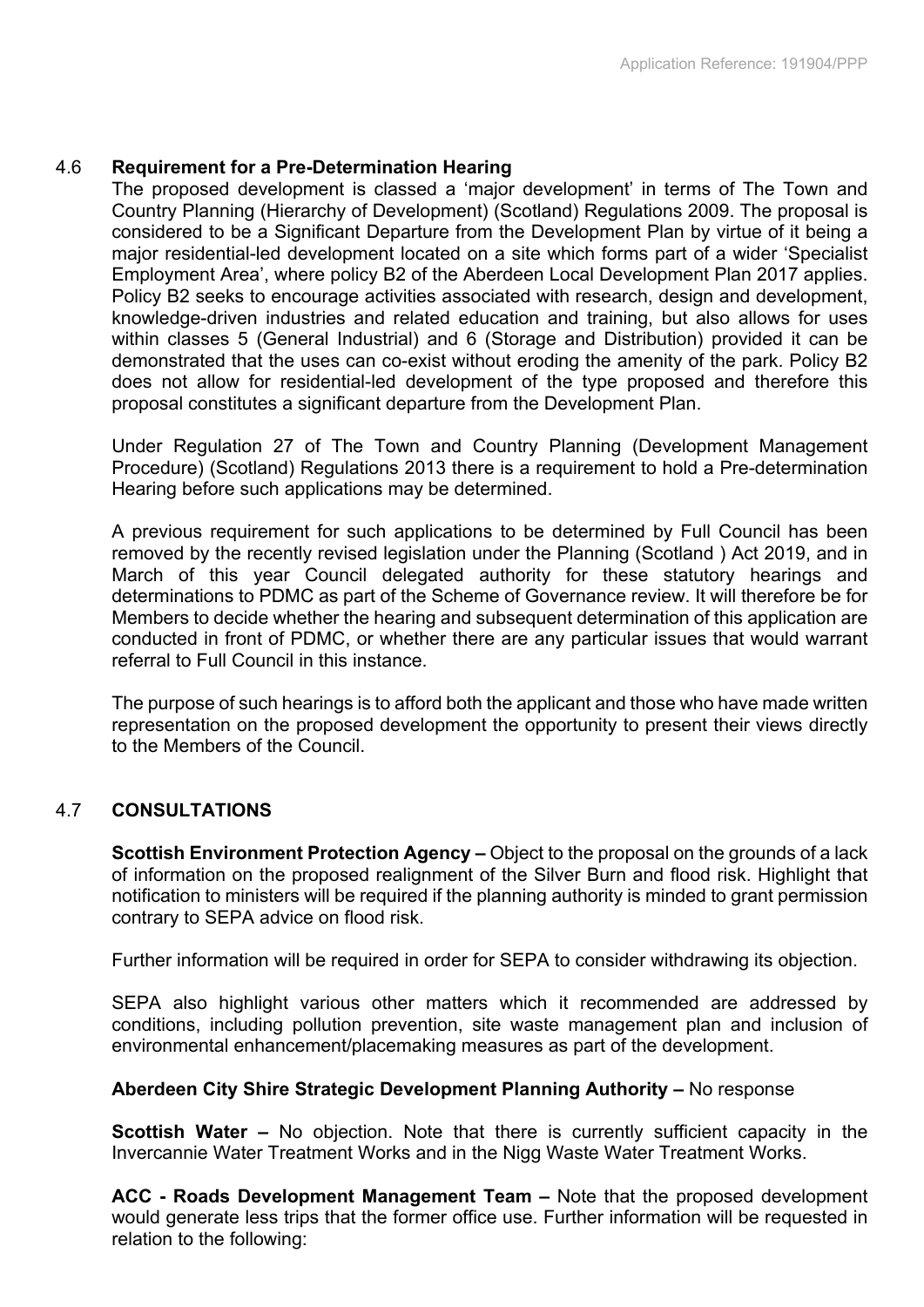### 4.6 Requirement for a Pre-Determination Hearing

The proposed development is classed a 'major development' in terms of The Town and Country Planning (Hierarchy of Development) (Scotland) Regulations 2009. The proposal is considered to be a Significant Departure from the Development Plan by virtue of it being a major residential-led development located on a site which forms part of a wider 'Specialist Employment Area', where policy B2 of the Aberdeen Local Development Plan 2017 applies. Policy B2 seeks to encourage activities associated with research, design and development, knowledge-driven industries and related education and training, but also allows for uses within classes 5 (General Industrial) and 6 (Storage and Distribution) provided it can be demonstrated that the uses can co-exist without eroding the amenity of the park. Policy B2 does not allow for residential-led development of the type proposed and therefore this proposal constitutes a significant departure from the Development Plan.

Under Regulation 27 of The Town and Country Planning (Development Management Procedure) (Scotland) Regulations 2013 there is a requirement to hold a Pre-determination Hearing before such applications may be determined.

A previous requirement for such applications to be determined by Full Council has been removed by the recently revised legislation under the Planning (Scotland ) Act 2019, and in March of this year Council delegated authority for these statutory hearings and determinations to PDMC as part of the Scheme of Governance review. It will therefore be for Members to decide whether the hearing and subsequent determination of this application are conducted in front of PDMC, or whether there are any particular issues that would warrant referral to Full Council in this instance.

The purpose of such hearings is to afford both the applicant and those who have made written representation on the proposed development the opportunity to present their views directly to the Members of the Council.

### 4.7 CONSULTATIONS

**Scottish Environment Protection Agency –** Object to the proposal on the grounds of a lack of information on the proposed realignment of the Silver Burn and flood risk. Highlight that notification to ministers will be required if the planning authority is minded to grant permission contrary to SEPA advice on flood risk.

Further information will be required in order for SEPA to consider withdrawing its objection.

SEPA also highlight various other matters which it recommended are addressed by conditions, including pollution prevention, site waste management plan and inclusion of environmental enhancement/placemaking measures as part of the development.

**Aberdeen City Shire Strategic Development Planning Authority –** No response

**Scottish Water –** No objection. Note that there is currently sufficient capacity in the Invercannie Water Treatment Works and in the Nigg Waste Water Treatment Works.

**ACC - Roads Development Management Team –** Note that the proposed development would generate less trips that the former office use. Further information will be requested in relation to the following: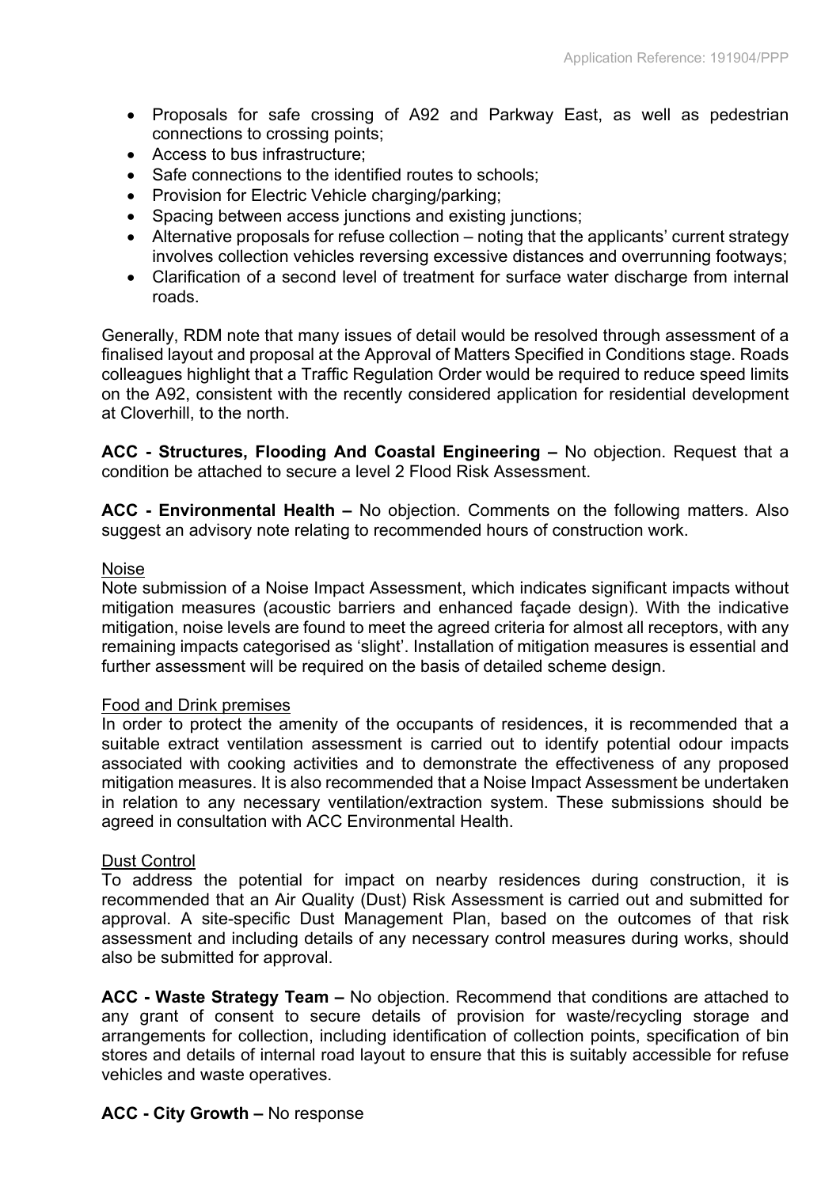- Proposals for safe crossing of A92 and Parkway East, as well as pedestrian connections to crossing points;
- Access to bus infrastructure;
- Safe connections to the identified routes to schools;
- Provision for Electric Vehicle charging/parking;
- Spacing between access junctions and existing junctions;
- Alternative proposals for refuse collection – noting that the applicants' current strategy involves collection vehicles reversing excessive distances and overrunning footways;
- Clarification of a second level of treatment for surface water discharge from internal roads.

Generally, RDM note that many issues of detail would be resolved through assessment of a finalised layout and proposal at the Approval of Matters Specified in Conditions stage. Roads colleagues highlight that a Traffic Regulation Order would be required to reduce speed limits on the A92, consistent with the recently considered application for residential development at Cloverhill, to the north.

**ACC - Structures, Flooding And Coastal Engineering –** No objection. Request that a condition be attached to secure a level 2 Flood Risk Assessment.

**ACC - Environmental Health –** No objection. Comments on the following matters. Also suggest an advisory note relating to recommended hours of construction work.

Noise

Note submission of a Noise Impact Assessment, which indicates significant impacts without mitigation measures (acoustic barriers and enhanced façade design). With the indicative mitigation, noise levels are found to meet the agreed criteria for almost all receptors, with any remaining impacts categorised as 'slight'. Installation of mitigation measures is essential and further assessment will be required on the basis of detailed scheme design.

Food and Drink premises

In order to protect the amenity of the occupants of residences, it is recommended that a suitable extract ventilation assessment is carried out to identify potential odour impacts associated with cooking activities and to demonstrate the effectiveness of any proposed mitigation measures. It is also recommended that a Noise Impact Assessment be undertaken in relation to any necessary ventilation/extraction system. These submissions should be agreed in consultation with ACC Environmental Health.

Dust Control

To address the potential for impact on nearby residences during construction, it is recommended that an Air Quality (Dust) Risk Assessment is carried out and submitted for approval. A site-specific Dust Management Plan, based on the outcomes of that risk assessment and including details of any necessary control measures during works, should also be submitted for approval.

**ACC - Waste Strategy Team –** No objection. Recommend that conditions are attached to any grant of consent to secure details of provision for waste/recycling storage and arrangements for collection, including identification of collection points, specification of bin stores and details of internal road layout to ensure that this is suitably accessible for refuse vehicles and waste operatives.

**ACC - City Growth –** No response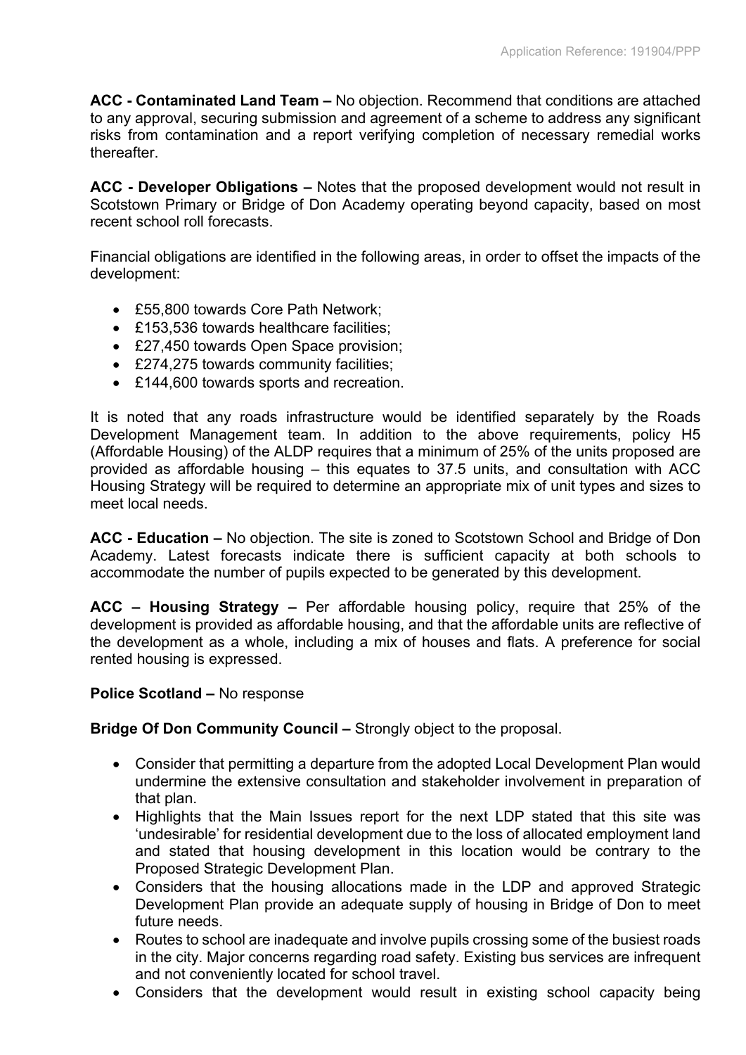**ACC - Contaminated Land Team –** No objection. Recommend that conditions are attached to any approval, securing submission and agreement of a scheme to address any significant risks from contamination and a report verifying completion of necessary remedial works thereafter.

**ACC - Developer Obligations –** Notes that the proposed development would not result in Scotstown Primary or Bridge of Don Academy operating beyond capacity, based on most recent school roll forecasts.

Financial obligations are identified in the following areas, in order to offset the impacts of the development:

- £55,800 towards Core Path Network;
- £153,536 towards healthcare facilities;
- £27,450 towards Open Space provision;
- £274,275 towards community facilities;
- £144,600 towards sports and recreation.

It is noted that any roads infrastructure would be identified separately by the Roads Development Management team. In addition to the above requirements, policy H5 (Affordable Housing) of the ALDP requires that a minimum of 25% of the units proposed are provided as affordable housing – this equates to 37.5 units, and consultation with ACC Housing Strategy will be required to determine an appropriate mix of unit types and sizes to meet local needs.

**ACC - Education –** No objection. The site is zoned to Scotstown School and Bridge of Don Academy. Latest forecasts indicate there is sufficient capacity at both schools to accommodate the number of pupils expected to be generated by this development.

**ACC – Housing Strategy –** Per affordable housing policy, require that 25% of the development is provided as affordable housing, and that the affordable units are reflective of the development as a whole, including a mix of houses and flats. A preference for social rented housing is expressed.

**Police Scotland –** No response

**Bridge Of Don Community Council –** Strongly object to the proposal.

- Consider that permitting a departure from the adopted Local Development Plan would undermine the extensive consultation and stakeholder involvement in preparation of that plan.
- Highlights that the Main Issues report for the next LDP stated that this site was 'undesirable' for residential development due to the loss of allocated employment land and stated that housing development in this location would be contrary to the Proposed Strategic Development Plan.
- Considers that the housing allocations made in the LDP and approved Strategic Development Plan provide an adequate supply of housing in Bridge of Don to meet future needs.
- Routes to school are inadequate and involve pupils crossing some of the busiest roads in the city. Major concerns regarding road safety. Existing bus services are infrequent and not conveniently located for school travel.
- Considers that the development would result in existing school capacity being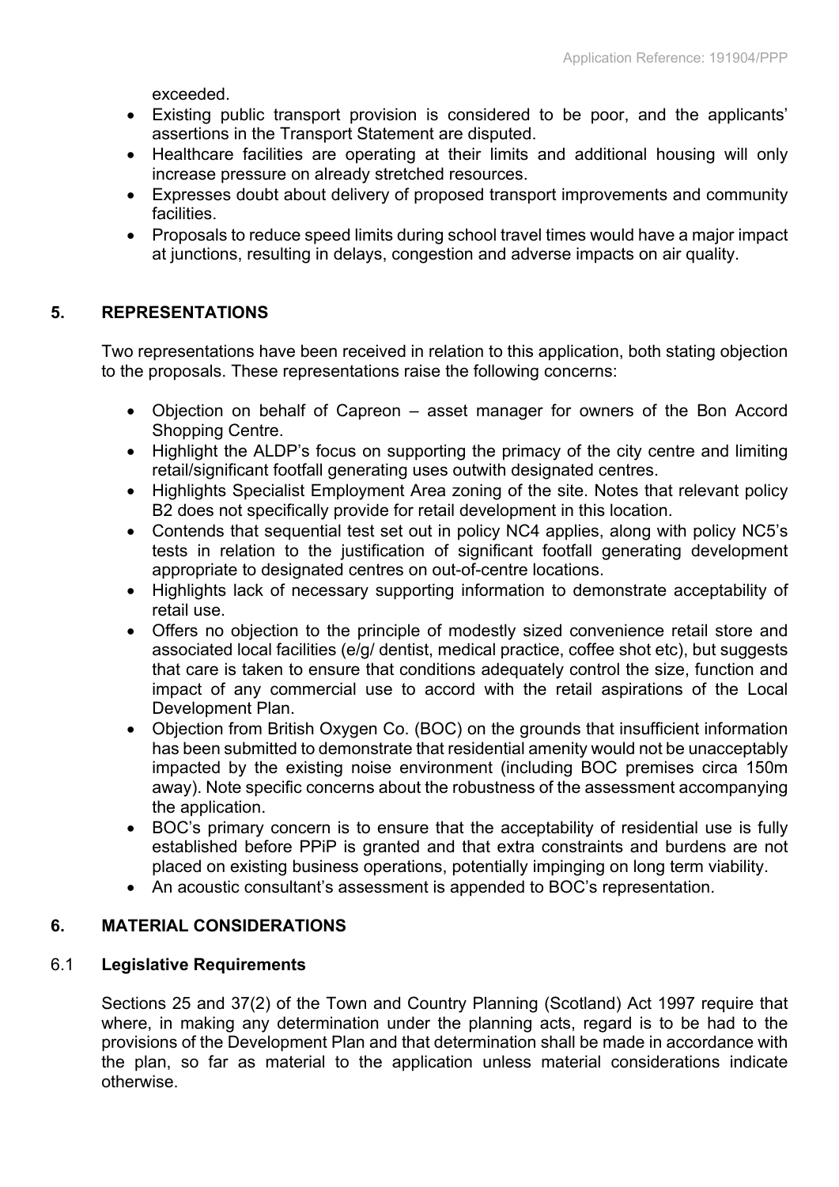exceeded.

- Existing public transport provision is considered to be poor, and the applicants' assertions in the Transport Statement are disputed.
- Healthcare facilities are operating at their limits and additional housing will only increase pressure on already stretched resources.
- Expresses doubt about delivery of proposed transport improvements and community facilities.
- Proposals to reduce speed limits during school travel times would have a major impact at junctions, resulting in delays, congestion and adverse impacts on air quality.

## 5. REPRESENTATIONS

Two representations have been received in relation to this application, both stating objection to the proposals. These representations raise the following concerns:

- Objection on behalf of Capreon – asset manager for owners of the Bon Accord Shopping Centre.
- Highlight the ALDP's focus on supporting the primacy of the city centre and limiting retail/significant footfall generating uses outwith designated centres.
- Highlights Specialist Employment Area zoning of the site. Notes that relevant policy B2 does not specifically provide for retail development in this location.
- Contends that sequential test set out in policy NC4 applies, along with policy NC5's tests in relation to the justification of significant footfall generating development appropriate to designated centres on out-of-centre locations.
- Highlights lack of necessary supporting information to demonstrate acceptability of retail use.
- Offers no objection to the principle of modestly sized convenience retail store and associated local facilities (e/g/ dentist, medical practice, coffee shot etc), but suggests that care is taken to ensure that conditions adequately control the size, function and impact of any commercial use to accord with the retail aspirations of the Local Development Plan.
- Objection from British Oxygen Co. (BOC) on the grounds that insufficient information has been submitted to demonstrate that residential amenity would not be unacceptably impacted by the existing noise environment (including BOC premises circa 150m away). Note specific concerns about the robustness of the assessment accompanying the application.
- BOC's primary concern is to ensure that the acceptability of residential use is fully established before PPiP is granted and that extra constraints and burdens are not placed on existing business operations, potentially impinging on long term viability.
- An acoustic consultant's assessment is appended to BOC's representation.

## 6. MATERIAL CONSIDERATIONS

### 6.1 Legislative Requirements

Sections 25 and 37(2) of the Town and Country Planning (Scotland) Act 1997 require that where, in making any determination under the planning acts, regard is to be had to the provisions of the Development Plan and that determination shall be made in accordance with the plan, so far as material to the application unless material considerations indicate otherwise.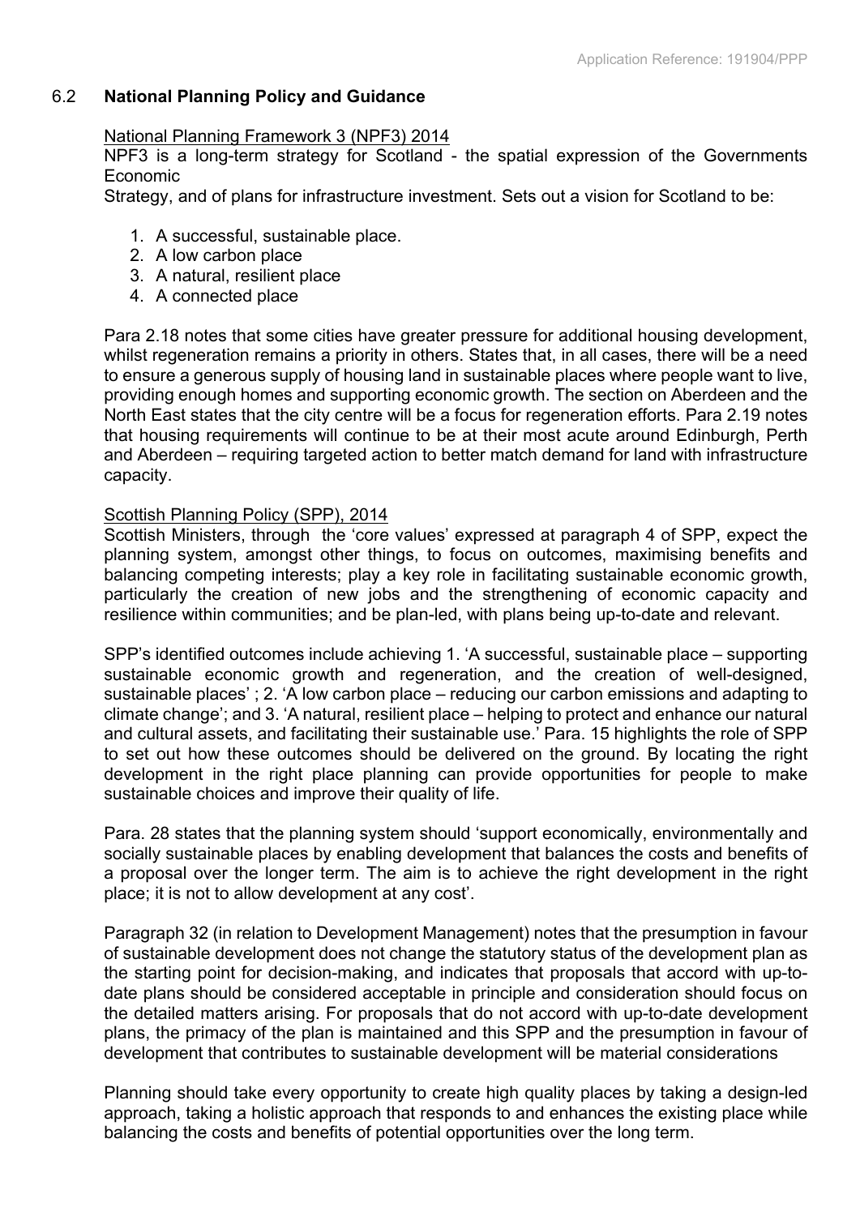## 6.2 **National Planning Policy and Guidance**

National Planning Framework 3 (NPF3) 2014

NPF3 is a long-term strategy for Scotland - the spatial expression of the Governments Economic
Strategy, and of plans for infrastructure investment. Sets out a vision for Scotland to be:

1. A successful, sustainable place.
2. A low carbon place
3. A natural, resilient place
4. A connected place

Para 2.18 notes that some cities have greater pressure for additional housing development, whilst regeneration remains a priority in others. States that, in all cases, there will be a need to ensure a generous supply of housing land in sustainable places where people want to live, providing enough homes and supporting economic growth. The section on Aberdeen and the North East states that the city centre will be a focus for regeneration efforts. Para 2.19 notes that housing requirements will continue to be at their most acute around Edinburgh, Perth and Aberdeen – requiring targeted action to better match demand for land with infrastructure capacity.

Scottish Planning Policy (SPP), 2014

Scottish Ministers, through the 'core values' expressed at paragraph 4 of SPP, expect the planning system, amongst other things, to focus on outcomes, maximising benefits and balancing competing interests; play a key role in facilitating sustainable economic growth, particularly the creation of new jobs and the strengthening of economic capacity and resilience within communities; and be plan-led, with plans being up-to-date and relevant.

SPP's identified outcomes include achieving 1. 'A successful, sustainable place – supporting sustainable economic growth and regeneration, and the creation of well-designed, sustainable places' ; 2. 'A low carbon place – reducing our carbon emissions and adapting to climate change'; and 3. 'A natural, resilient place – helping to protect and enhance our natural and cultural assets, and facilitating their sustainable use.' Para. 15 highlights the role of SPP to set out how these outcomes should be delivered on the ground. By locating the right development in the right place planning can provide opportunities for people to make sustainable choices and improve their quality of life.

Para. 28 states that the planning system should 'support economically, environmentally and socially sustainable places by enabling development that balances the costs and benefits of a proposal over the longer term. The aim is to achieve the right development in the right place; it is not to allow development at any cost'.

Paragraph 32 (in relation to Development Management) notes that the presumption in favour of sustainable development does not change the statutory status of the development plan as the starting point for decision-making, and indicates that proposals that accord with up-to-date plans should be considered acceptable in principle and consideration should focus on the detailed matters arising. For proposals that do not accord with up-to-date development plans, the primacy of the plan is maintained and this SPP and the presumption in favour of development that contributes to sustainable development will be material considerations

Planning should take every opportunity to create high quality places by taking a design-led approach, taking a holistic approach that responds to and enhances the existing place while balancing the costs and benefits of potential opportunities over the long term.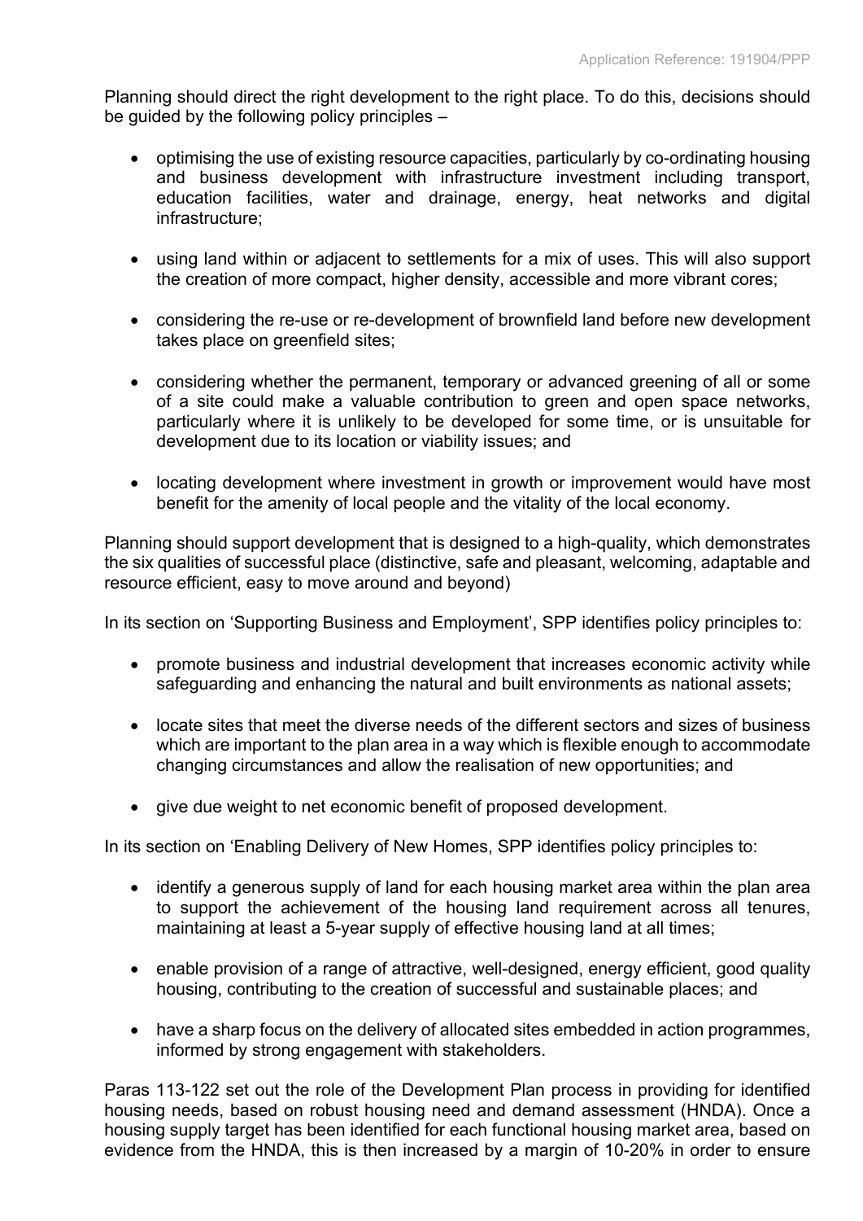Planning should direct the right development to the right place. To do this, decisions should be guided by the following policy principles –

- optimising the use of existing resource capacities, particularly by co-ordinating housing and business development with infrastructure investment including transport, education facilities, water and drainage, energy, heat networks and digital infrastructure;
- using land within or adjacent to settlements for a mix of uses. This will also support the creation of more compact, higher density, accessible and more vibrant cores;
- considering the re-use or re-development of brownfield land before new development takes place on greenfield sites;
- considering whether the permanent, temporary or advanced greening of all or some of a site could make a valuable contribution to green and open space networks, particularly where it is unlikely to be developed for some time, or is unsuitable for development due to its location or viability issues; and
- locating development where investment in growth or improvement would have most benefit for the amenity of local people and the vitality of the local economy.

Planning should support development that is designed to a high-quality, which demonstrates the six qualities of successful place (distinctive, safe and pleasant, welcoming, adaptable and resource efficient, easy to move around and beyond)

In its section on 'Supporting Business and Employment', SPP identifies policy principles to:

- promote business and industrial development that increases economic activity while safeguarding and enhancing the natural and built environments as national assets;
- locate sites that meet the diverse needs of the different sectors and sizes of business which are important to the plan area in a way which is flexible enough to accommodate changing circumstances and allow the realisation of new opportunities; and
- give due weight to net economic benefit of proposed development.

In its section on 'Enabling Delivery of New Homes, SPP identifies policy principles to:

- identify a generous supply of land for each housing market area within the plan area to support the achievement of the housing land requirement across all tenures, maintaining at least a 5-year supply of effective housing land at all times;
- enable provision of a range of attractive, well-designed, energy efficient, good quality housing, contributing to the creation of successful and sustainable places; and
- have a sharp focus on the delivery of allocated sites embedded in action programmes, informed by strong engagement with stakeholders.

Paras 113-122 set out the role of the Development Plan process in providing for identified housing needs, based on robust housing need and demand assessment (HNDA). Once a housing supply target has been identified for each functional housing market area, based on evidence from the HNDA, this is then increased by a margin of 10-20% in order to ensure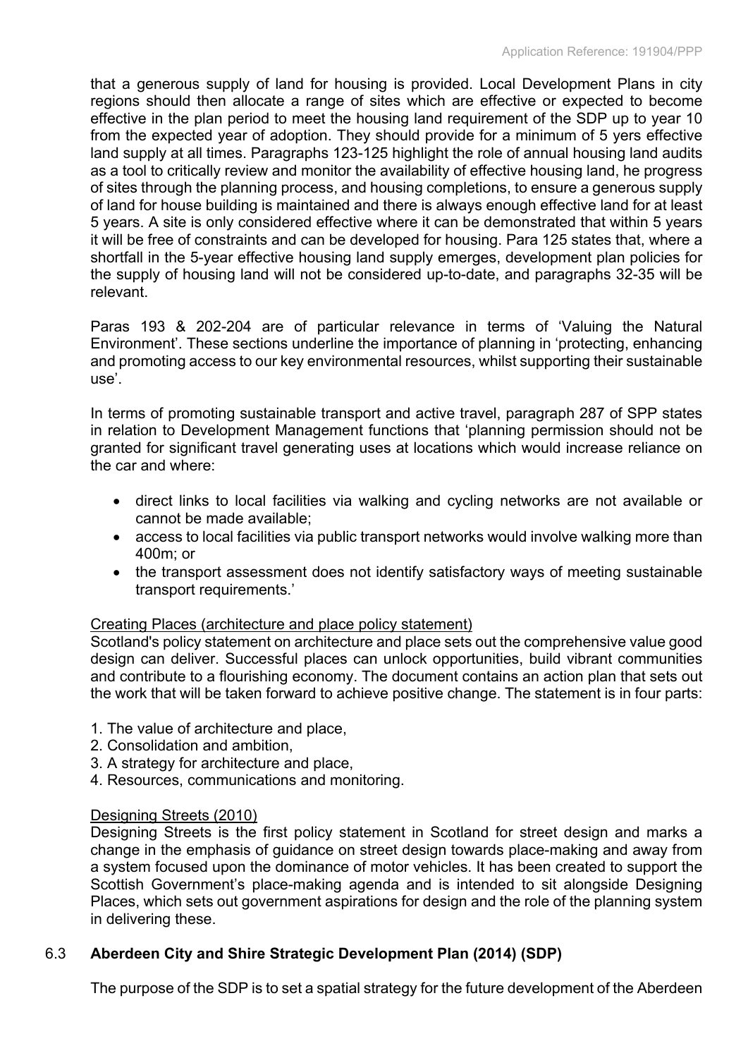that a generous supply of land for housing is provided. Local Development Plans in city regions should then allocate a range of sites which are effective or expected to become effective in the plan period to meet the housing land requirement of the SDP up to year 10 from the expected year of adoption. They should provide for a minimum of 5 yers effective land supply at all times. Paragraphs 123-125 highlight the role of annual housing land audits as a tool to critically review and monitor the availability of effective housing land, he progress of sites through the planning process, and housing completions, to ensure a generous supply of land for house building is maintained and there is always enough effective land for at least 5 years. A site is only considered effective where it can be demonstrated that within 5 years it will be free of constraints and can be developed for housing. Para 125 states that, where a shortfall in the 5-year effective housing land supply emerges, development plan policies for the supply of housing land will not be considered up-to-date, and paragraphs 32-35 will be relevant.

Paras 193 & 202-204 are of particular relevance in terms of 'Valuing the Natural Environment'. These sections underline the importance of planning in 'protecting, enhancing and promoting access to our key environmental resources, whilst supporting their sustainable use'.

In terms of promoting sustainable transport and active travel, paragraph 287 of SPP states in relation to Development Management functions that 'planning permission should not be granted for significant travel generating uses at locations which would increase reliance on the car and where:

- direct links to local facilities via walking and cycling networks are not available or cannot be made available;
- access to local facilities via public transport networks would involve walking more than 400m; or
- the transport assessment does not identify satisfactory ways of meeting sustainable transport requirements.'

Creating Places (architecture and place policy statement)

Scotland's policy statement on architecture and place sets out the comprehensive value good design can deliver. Successful places can unlock opportunities, build vibrant communities and contribute to a flourishing economy. The document contains an action plan that sets out the work that will be taken forward to achieve positive change. The statement is in four parts:

1. The value of architecture and place,
2. Consolidation and ambition,
3. A strategy for architecture and place,
4. Resources, communications and monitoring.

Designing Streets (2010)

Designing Streets is the first policy statement in Scotland for street design and marks a change in the emphasis of guidance on street design towards place-making and away from a system focused upon the dominance of motor vehicles. It has been created to support the Scottish Government's place-making agenda and is intended to sit alongside Designing Places, which sets out government aspirations for design and the role of the planning system in delivering these.

## 6.3 Aberdeen City and Shire Strategic Development Plan (2014) (SDP)

The purpose of the SDP is to set a spatial strategy for the future development of the Aberdeen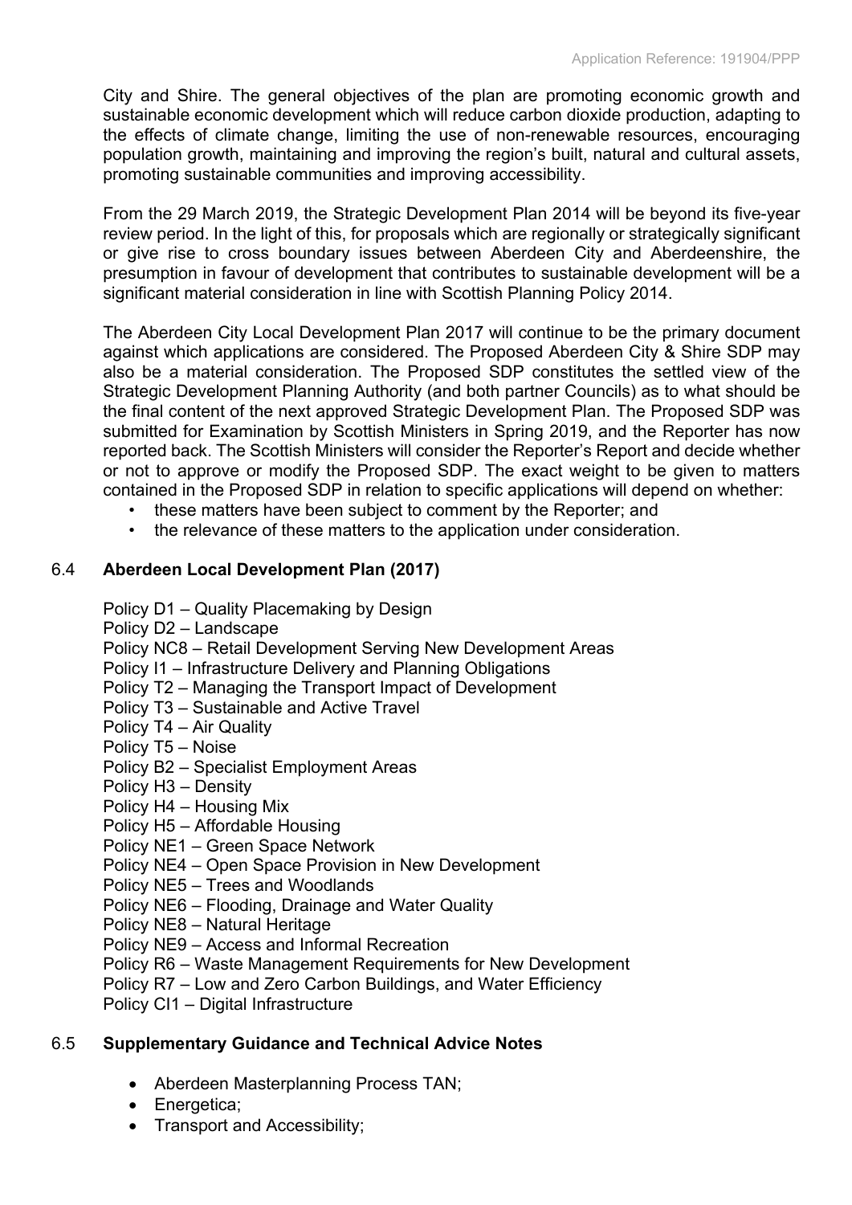City and Shire. The general objectives of the plan are promoting economic growth and sustainable economic development which will reduce carbon dioxide production, adapting to the effects of climate change, limiting the use of non-renewable resources, encouraging population growth, maintaining and improving the region's built, natural and cultural assets, promoting sustainable communities and improving accessibility.

From the 29 March 2019, the Strategic Development Plan 2014 will be beyond its five-year review period. In the light of this, for proposals which are regionally or strategically significant or give rise to cross boundary issues between Aberdeen City and Aberdeenshire, the presumption in favour of development that contributes to sustainable development will be a significant material consideration in line with Scottish Planning Policy 2014.

The Aberdeen City Local Development Plan 2017 will continue to be the primary document against which applications are considered. The Proposed Aberdeen City & Shire SDP may also be a material consideration. The Proposed SDP constitutes the settled view of the Strategic Development Planning Authority (and both partner Councils) as to what should be the final content of the next approved Strategic Development Plan. The Proposed SDP was submitted for Examination by Scottish Ministers in Spring 2019, and the Reporter has now reported back. The Scottish Ministers will consider the Reporter's Report and decide whether or not to approve or modify the Proposed SDP. The exact weight to be given to matters contained in the Proposed SDP in relation to specific applications will depend on whether:

- these matters have been subject to comment by the Reporter; and
- the relevance of these matters to the application under consideration.

### 6.4 Aberdeen Local Development Plan (2017)

Policy D1 – Quality Placemaking by Design
Policy D2 – Landscape
Policy NC8 – Retail Development Serving New Development Areas
Policy I1 – Infrastructure Delivery and Planning Obligations
Policy T2 – Managing the Transport Impact of Development
Policy T3 – Sustainable and Active Travel
Policy T4 – Air Quality
Policy T5 – Noise
Policy B2 – Specialist Employment Areas
Policy H3 – Density
Policy H4 – Housing Mix
Policy H5 – Affordable Housing
Policy NE1 – Green Space Network
Policy NE4 – Open Space Provision in New Development
Policy NE5 – Trees and Woodlands
Policy NE6 – Flooding, Drainage and Water Quality
Policy NE8 – Natural Heritage
Policy NE9 – Access and Informal Recreation
Policy R6 – Waste Management Requirements for New Development
Policy R7 – Low and Zero Carbon Buildings, and Water Efficiency
Policy CI1 – Digital Infrastructure

### 6.5 Supplementary Guidance and Technical Advice Notes

- Aberdeen Masterplanning Process TAN;
- Energetica;
- Transport and Accessibility;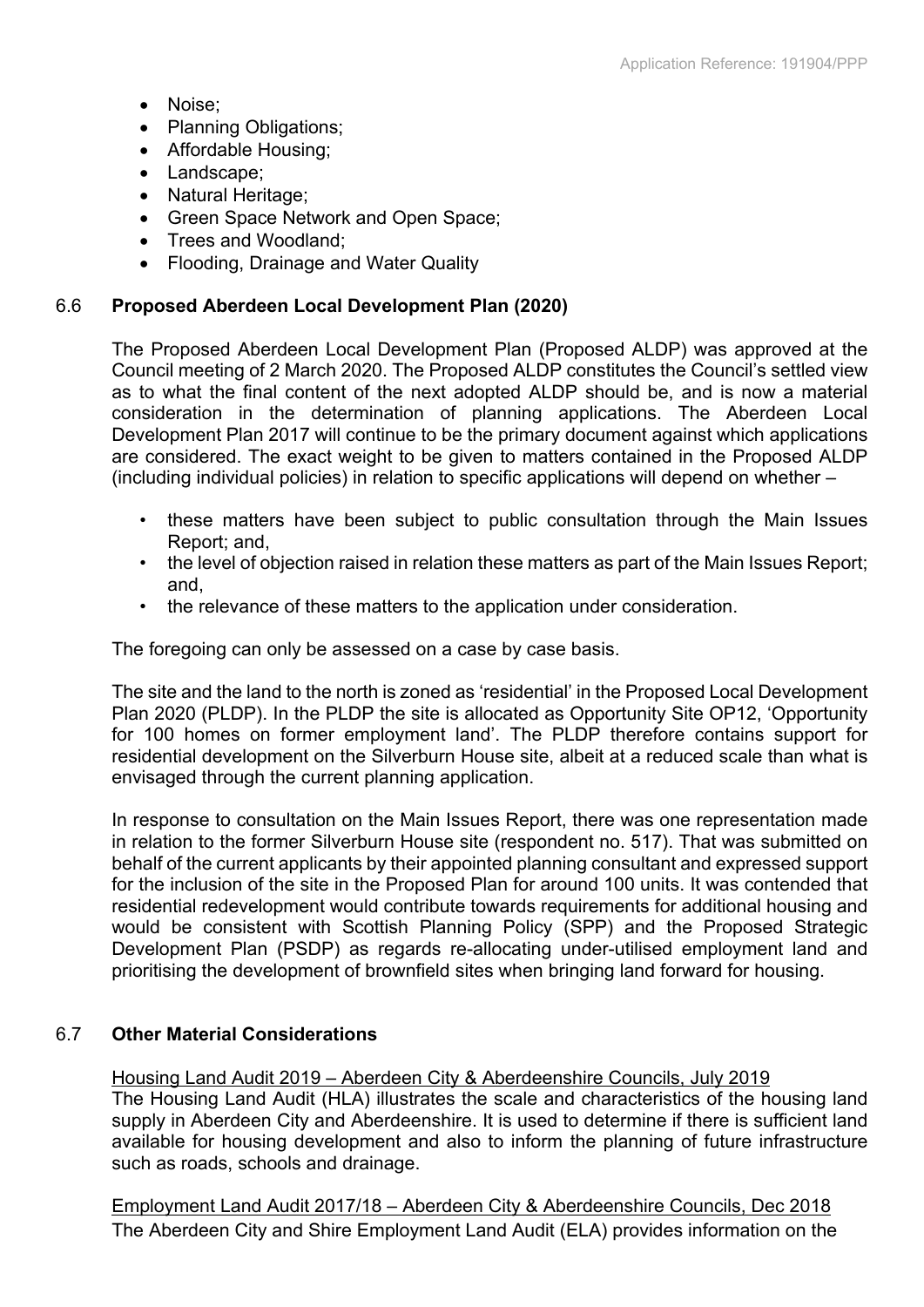- Noise;
- Planning Obligations;
- Affordable Housing;
- Landscape;
- Natural Heritage;
- Green Space Network and Open Space;
- Trees and Woodland;
- Flooding, Drainage and Water Quality

## 6.6 Proposed Aberdeen Local Development Plan (2020)

The Proposed Aberdeen Local Development Plan (Proposed ALDP) was approved at the Council meeting of 2 March 2020. The Proposed ALDP constitutes the Council's settled view as to what the final content of the next adopted ALDP should be, and is now a material consideration in the determination of planning applications. The Aberdeen Local Development Plan 2017 will continue to be the primary document against which applications are considered. The exact weight to be given to matters contained in the Proposed ALDP (including individual policies) in relation to specific applications will depend on whether –

- these matters have been subject to public consultation through the Main Issues Report; and,
- the level of objection raised in relation these matters as part of the Main Issues Report; and,
- the relevance of these matters to the application under consideration.

The foregoing can only be assessed on a case by case basis.

The site and the land to the north is zoned as 'residential' in the Proposed Local Development Plan 2020 (PLDP). In the PLDP the site is allocated as Opportunity Site OP12, 'Opportunity for 100 homes on former employment land'. The PLDP therefore contains support for residential development on the Silverburn House site, albeit at a reduced scale than what is envisaged through the current planning application.

In response to consultation on the Main Issues Report, there was one representation made in relation to the former Silverburn House site (respondent no. 517). That was submitted on behalf of the current applicants by their appointed planning consultant and expressed support for the inclusion of the site in the Proposed Plan for around 100 units. It was contended that residential redevelopment would contribute towards requirements for additional housing and would be consistent with Scottish Planning Policy (SPP) and the Proposed Strategic Development Plan (PSDP) as regards re-allocating under-utilised employment land and prioritising the development of brownfield sites when bringing land forward for housing.

## 6.7 Other Material Considerations

Housing Land Audit 2019 – Aberdeen City & Aberdeenshire Councils, July 2019

The Housing Land Audit (HLA) illustrates the scale and characteristics of the housing land supply in Aberdeen City and Aberdeenshire. It is used to determine if there is sufficient land available for housing development and also to inform the planning of future infrastructure such as roads, schools and drainage.

Employment Land Audit 2017/18 – Aberdeen City & Aberdeenshire Councils, Dec 2018

The Aberdeen City and Shire Employment Land Audit (ELA) provides information on the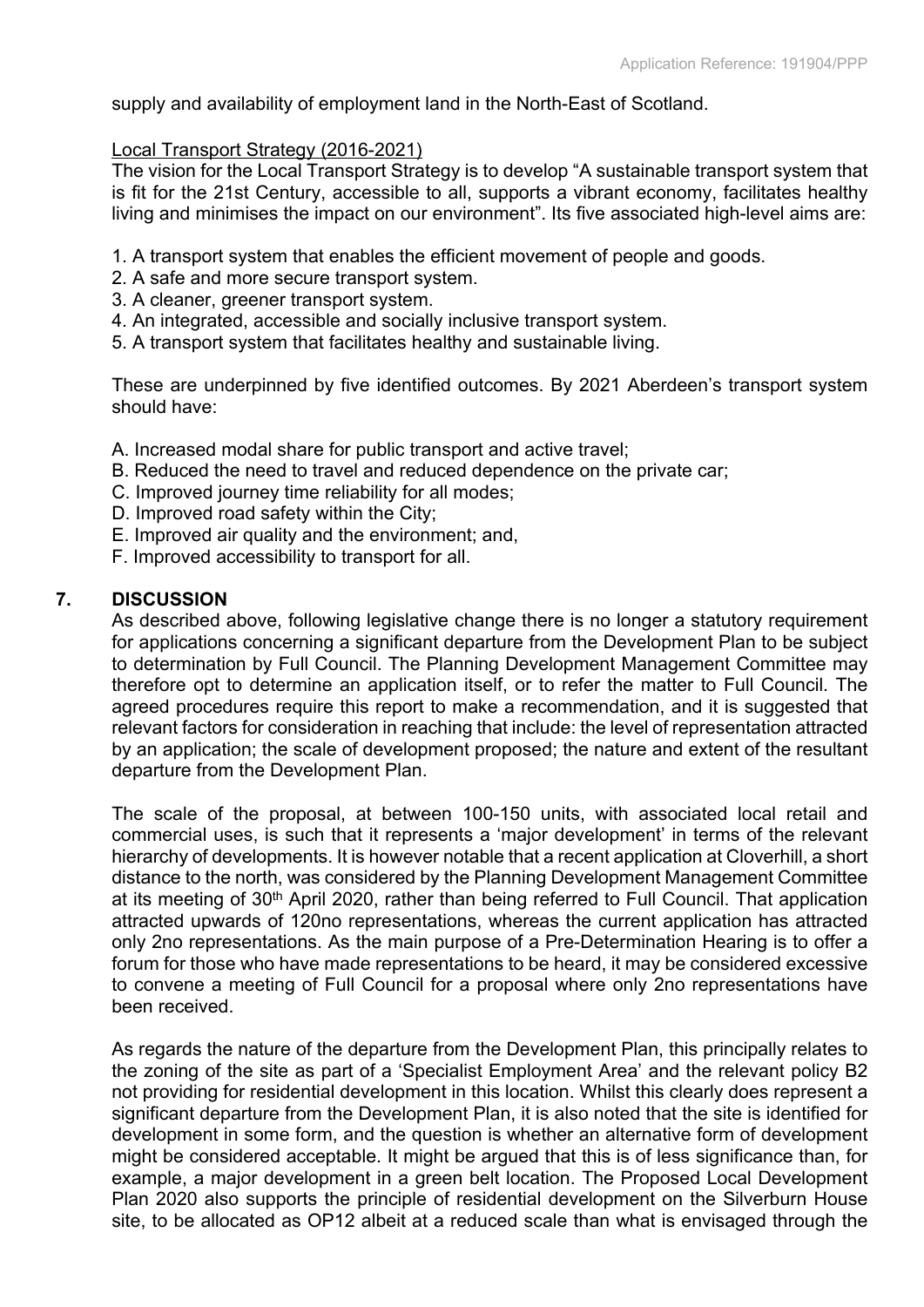supply and availability of employment land in the North-East of Scotland.

Local Transport Strategy (2016-2021)

The vision for the Local Transport Strategy is to develop "A sustainable transport system that is fit for the 21st Century, accessible to all, supports a vibrant economy, facilitates healthy living and minimises the impact on our environment". Its five associated high-level aims are:

1. A transport system that enables the efficient movement of people and goods.
2. A safe and more secure transport system.
3. A cleaner, greener transport system.
4. An integrated, accessible and socially inclusive transport system.
5. A transport system that facilitates healthy and sustainable living.

These are underpinned by five identified outcomes. By 2021 Aberdeen's transport system should have:

A. Increased modal share for public transport and active travel;
B. Reduced the need to travel and reduced dependence on the private car;
C. Improved journey time reliability for all modes;
D. Improved road safety within the City;
E. Improved air quality and the environment; and,
F. Improved accessibility to transport for all.

## 7. DISCUSSION

As described above, following legislative change there is no longer a statutory requirement for applications concerning a significant departure from the Development Plan to be subject to determination by Full Council. The Planning Development Management Committee may therefore opt to determine an application itself, or to refer the matter to Full Council. The agreed procedures require this report to make a recommendation, and it is suggested that relevant factors for consideration in reaching that include: the level of representation attracted by an application; the scale of development proposed; the nature and extent of the resultant departure from the Development Plan.

The scale of the proposal, at between 100-150 units, with associated local retail and commercial uses, is such that it represents a 'major development' in terms of the relevant hierarchy of developments. It is however notable that a recent application at Cloverhill, a short distance to the north, was considered by the Planning Development Management Committee at its meeting of 30th April 2020, rather than being referred to Full Council. That application attracted upwards of 120no representations, whereas the current application has attracted only 2no representations. As the main purpose of a Pre-Determination Hearing is to offer a forum for those who have made representations to be heard, it may be considered excessive to convene a meeting of Full Council for a proposal where only 2no representations have been received.

As regards the nature of the departure from the Development Plan, this principally relates to the zoning of the site as part of a 'Specialist Employment Area' and the relevant policy B2 not providing for residential development in this location. Whilst this clearly does represent a significant departure from the Development Plan, it is also noted that the site is identified for development in some form, and the question is whether an alternative form of development might be considered acceptable. It might be argued that this is of less significance than, for example, a major development in a green belt location. The Proposed Local Development Plan 2020 also supports the principle of residential development on the Silverburn House site, to be allocated as OP12 albeit at a reduced scale than what is envisaged through the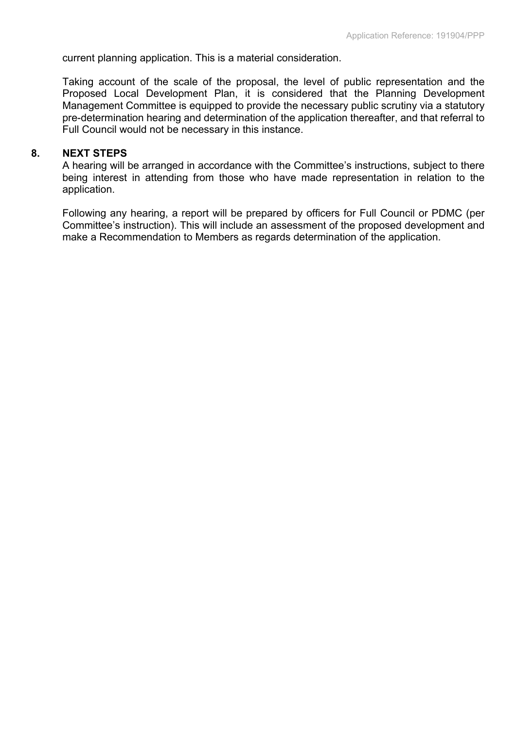current planning application. This is a material consideration.

Taking account of the scale of the proposal, the level of public representation and the Proposed Local Development Plan, it is considered that the Planning Development Management Committee is equipped to provide the necessary public scrutiny via a statutory pre-determination hearing and determination of the application thereafter, and that referral to Full Council would not be necessary in this instance.

## 8. NEXT STEPS

A hearing will be arranged in accordance with the Committee's instructions, subject to there being interest in attending from those who have made representation in relation to the application.

Following any hearing, a report will be prepared by officers for Full Council or PDMC (per Committee's instruction). This will include an assessment of the proposed development and make a Recommendation to Members as regards determination of the application.